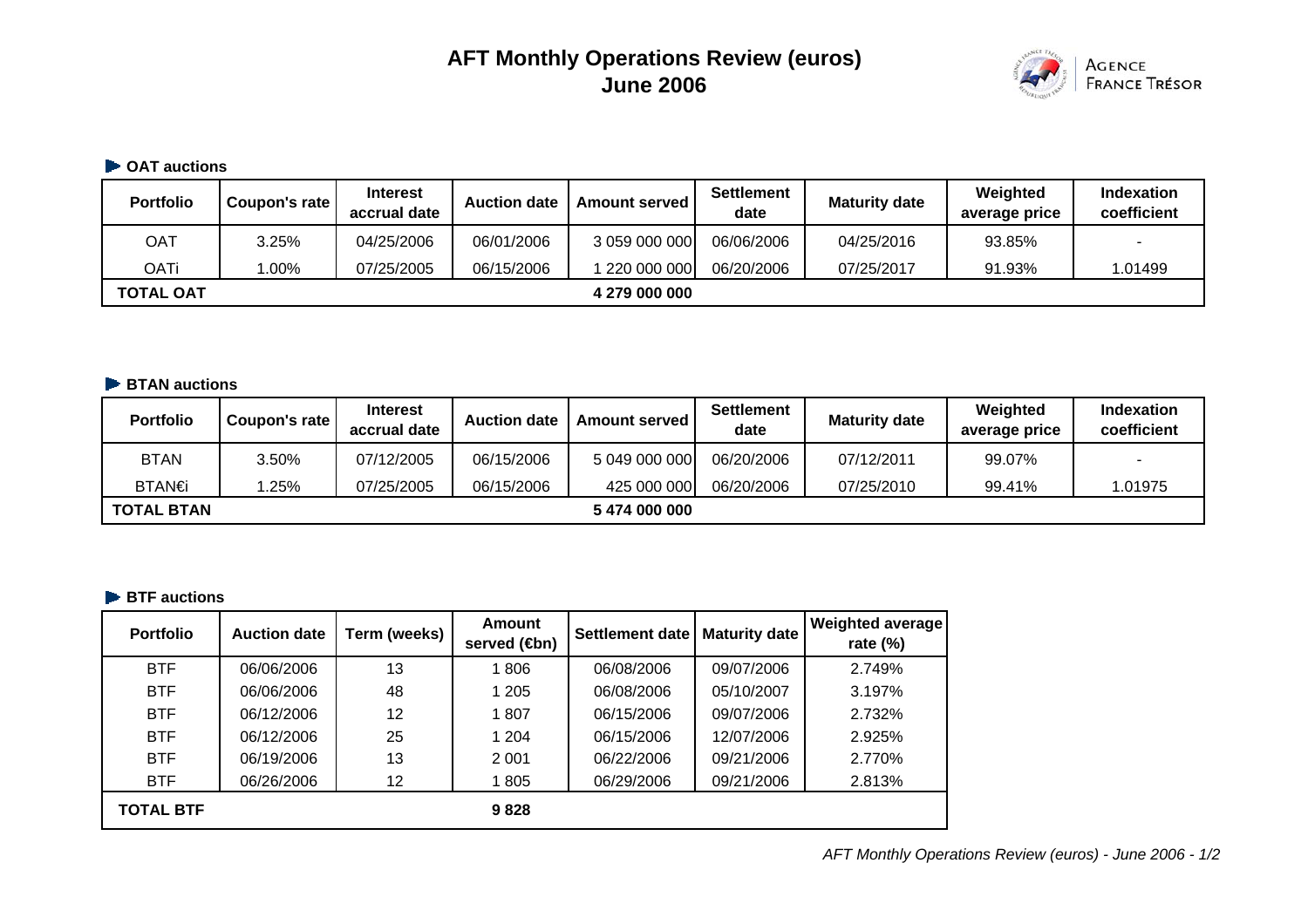# AFT Monthly Operations Review (euros)
## June 2006

AGENCE FRANCE TRÉSOR

### OAT auctions

| Portfolio | Coupon's rate | Interest accrual date | Auction date | Amount served | Settlement date | Maturity date | Weighted average price | Indexation coefficient |
|---|---|---|---|---|---|---|---|---|
| OAT | 3.25% | 04/25/2006 | 06/01/2006 | 3 059 000 000 | 06/06/2006 | 04/25/2016 | 93.85% | - |
| OATi | 1.00% | 07/25/2005 | 06/15/2006 | 1 220 000 000 | 06/20/2006 | 07/25/2017 | 91.93% | 1.01499 |
| **TOTAL OAT** | | | | **4 279 000 000** | | | | |

### BTAN auctions

| Portfolio | Coupon's rate | Interest accrual date | Auction date | Amount served | Settlement date | Maturity date | Weighted average price | Indexation coefficient |
|---|---|---|---|---|---|---|---|---|
| BTAN | 3.50% | 07/12/2005 | 06/15/2006 | 5 049 000 000 | 06/20/2006 | 07/12/2011 | 99.07% | - |
| BTAN€i | 1.25% | 07/25/2005 | 06/15/2006 | 425 000 000 | 06/20/2006 | 07/25/2010 | 99.41% | 1.01975 |
| **TOTAL BTAN** | | | | **5 474 000 000** | | | | |

### BTF auctions

| Portfolio | Auction date | Term (weeks) | Amount served (€bn) | Settlement date | Maturity date | Weighted average rate (%) |
|---|---|---|---|---|---|---|
| BTF | 06/06/2006 | 13 | 1 806 | 06/08/2006 | 09/07/2006 | 2.749% |
| BTF | 06/06/2006 | 48 | 1 205 | 06/08/2006 | 05/10/2007 | 3.197% |
| BTF | 06/12/2006 | 12 | 1 807 | 06/15/2006 | 09/07/2006 | 2.732% |
| BTF | 06/12/2006 | 25 | 1 204 | 06/15/2006 | 12/07/2006 | 2.925% |
| BTF | 06/19/2006 | 13 | 2 001 | 06/22/2006 | 09/21/2006 | 2.770% |
| BTF | 06/26/2006 | 12 | 1 805 | 06/29/2006 | 09/21/2006 | 2.813% |
| **TOTAL BTF** | | | **9 828** | | | |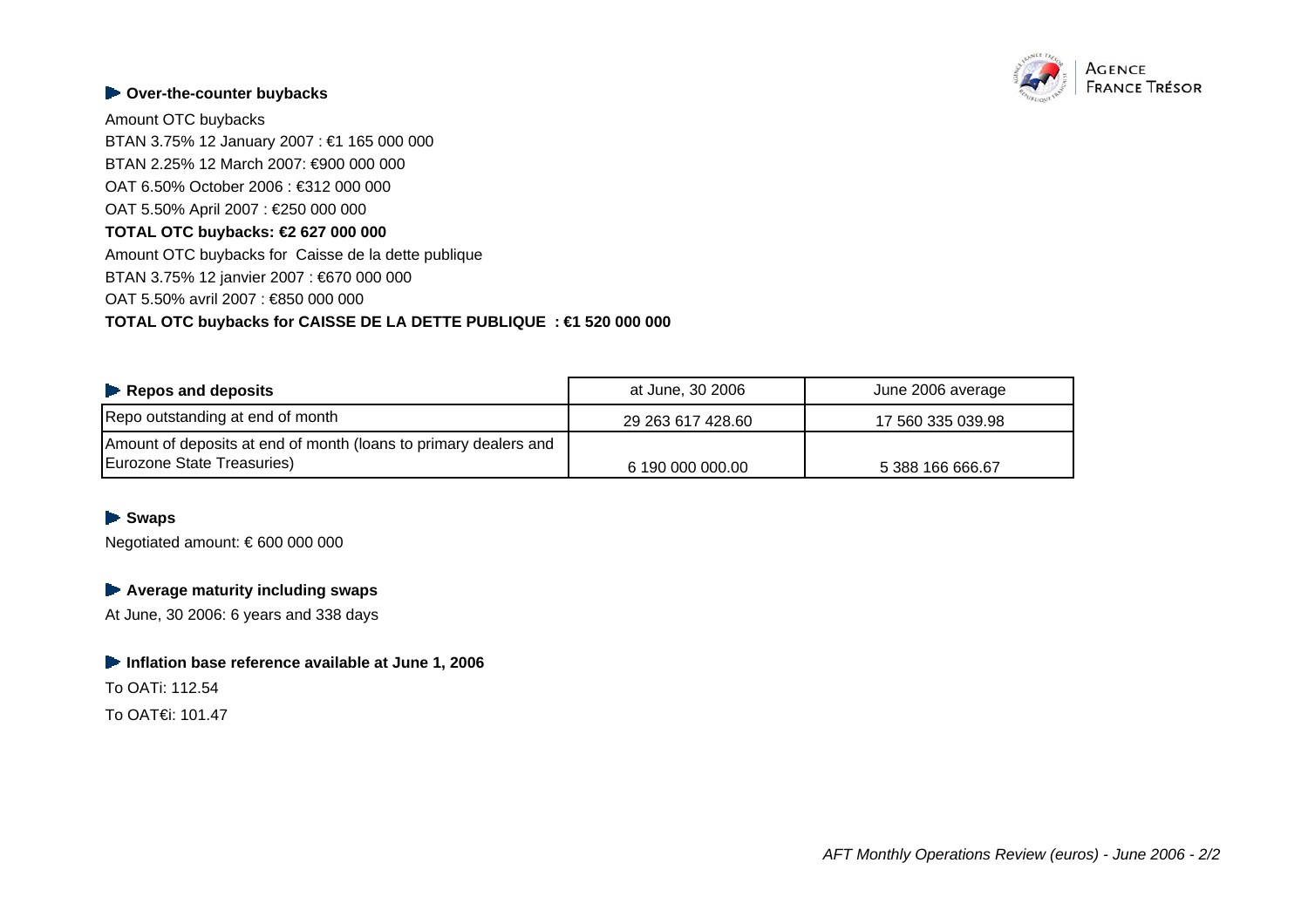### Over-the-counter buybacks

Amount OTC buybacks

BTAN 3.75% 12 January 2007 : €1 165 000 000

BTAN 2.25% 12 March 2007: €900 000 000

OAT 6.50% October 2006 : €312 000 000

OAT 5.50% April 2007 : €250 000 000

**TOTAL OTC buybacks: €2 627 000 000**

Amount OTC buybacks for Caisse de la dette publique

BTAN 3.75% 12 janvier 2007 : €670 000 000

OAT 5.50% avril 2007 : €850 000 000

**TOTAL OTC buybacks for CAISSE DE LA DETTE PUBLIQUE : €1 520 000 000**

| Repos and deposits | at June, 30 2006 | June 2006 average |
|---|---|---|
| Repo outstanding at end of month | 29 263 617 428.60 | 17 560 335 039.98 |
| Amount of deposits at end of month (loans to primary dealers and Eurozone State Treasuries) | 6 190 000 000.00 | 5 388 166 666.67 |

### Swaps

Negotiated amount: € 600 000 000

### Average maturity including swaps

At June, 30 2006: 6 years and 338 days

### Inflation base reference available at June 1, 2006

To OATi: 112.54

To OAT€i: 101.47